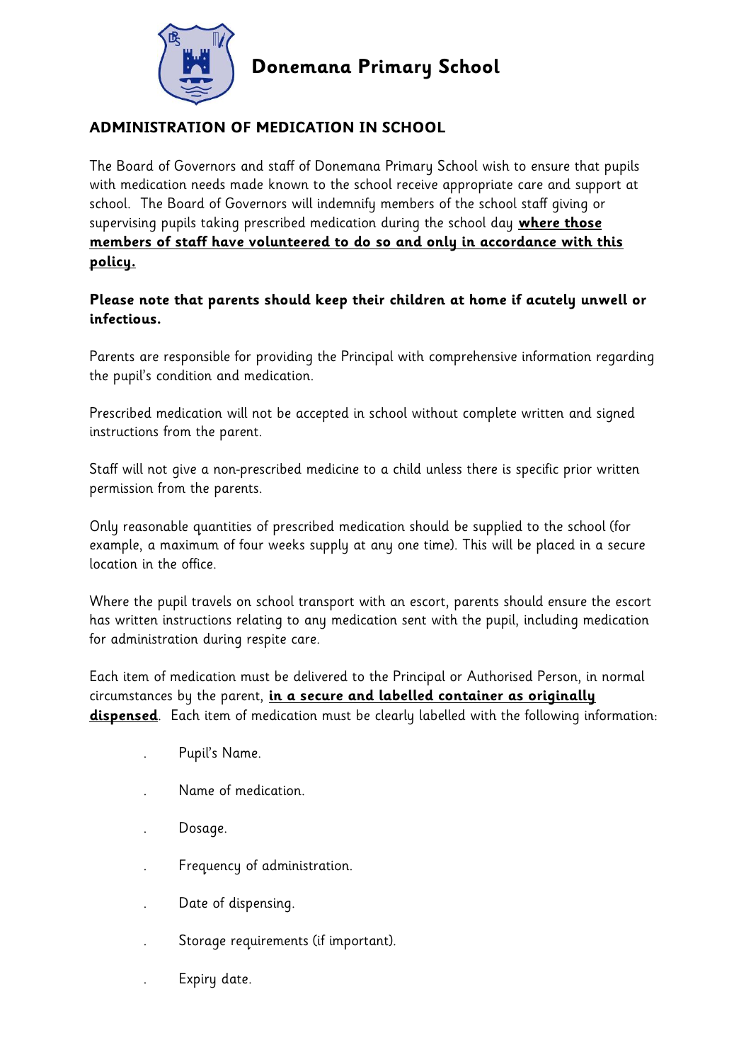# Donemana Primary School

## ADMINISTRATION OF MEDICATION IN SCHOOL

The Board of Governors and staff of Donemana Primary School wish to ensure that pupils with medication needs made known to the school receive appropriate care and support at school. The Board of Governors will indemnify members of the school staff giving or supervising pupils taking prescribed medication during the school day **where those members of staff have volunteered to do so and only in accordance with this policy.**

**Please note that parents should keep their children at home if acutely unwell or infectious.**

Parents are responsible for providing the Principal with comprehensive information regarding the pupil's condition and medication.

Prescribed medication will not be accepted in school without complete written and signed instructions from the parent.

Staff will not give a non-prescribed medicine to a child unless there is specific prior written permission from the parents.

Only reasonable quantities of prescribed medication should be supplied to the school (for example, a maximum of four weeks supply at any one time). This will be placed in a secure location in the office.

Where the pupil travels on school transport with an escort, parents should ensure the escort has written instructions relating to any medication sent with the pupil, including medication for administration during respite care.

Each item of medication must be delivered to the Principal or Authorised Person, in normal circumstances by the parent, **in a secure and labelled container as originally dispensed**. Each item of medication must be clearly labelled with the following information:

- Pupil's Name.
- Name of medication.
- Dosage.
- Frequency of administration.
- Date of dispensing.
- Storage requirements (if important).
- Expiry date.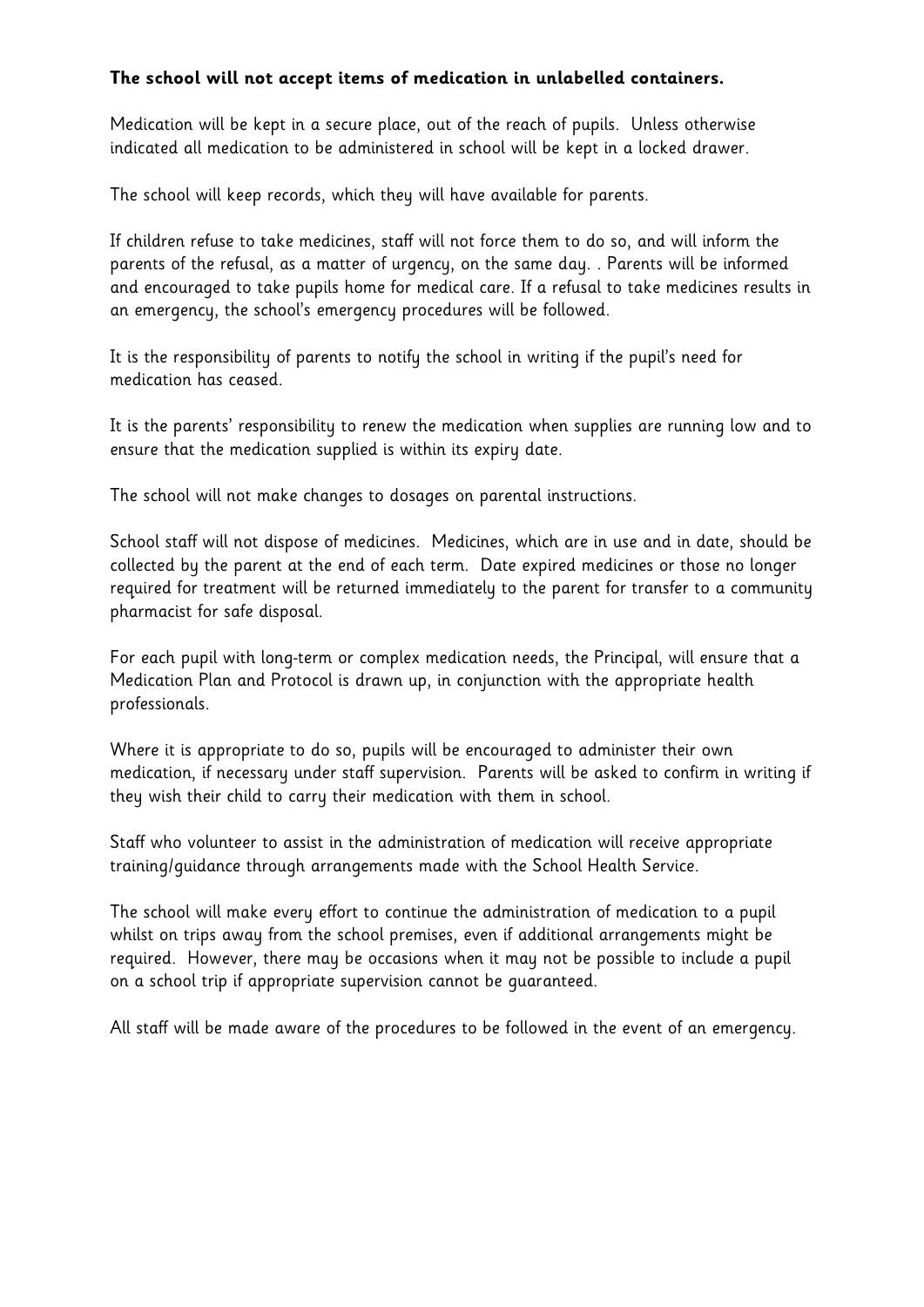**The school will not accept items of medication in unlabelled containers.**

Medication will be kept in a secure place, out of the reach of pupils. Unless otherwise indicated all medication to be administered in school will be kept in a locked drawer.

The school will keep records, which they will have available for parents.

If children refuse to take medicines, staff will not force them to do so, and will inform the parents of the refusal, as a matter of urgency, on the same day. . Parents will be informed and encouraged to take pupils home for medical care. If a refusal to take medicines results in an emergency, the school's emergency procedures will be followed.

It is the responsibility of parents to notify the school in writing if the pupil's need for medication has ceased.

It is the parents' responsibility to renew the medication when supplies are running low and to ensure that the medication supplied is within its expiry date.

The school will not make changes to dosages on parental instructions.

School staff will not dispose of medicines. Medicines, which are in use and in date, should be collected by the parent at the end of each term. Date expired medicines or those no longer required for treatment will be returned immediately to the parent for transfer to a community pharmacist for safe disposal.

For each pupil with long-term or complex medication needs, the Principal, will ensure that a Medication Plan and Protocol is drawn up, in conjunction with the appropriate health professionals.

Where it is appropriate to do so, pupils will be encouraged to administer their own medication, if necessary under staff supervision. Parents will be asked to confirm in writing if they wish their child to carry their medication with them in school.

Staff who volunteer to assist in the administration of medication will receive appropriate training/guidance through arrangements made with the School Health Service.

The school will make every effort to continue the administration of medication to a pupil whilst on trips away from the school premises, even if additional arrangements might be required. However, there may be occasions when it may not be possible to include a pupil on a school trip if appropriate supervision cannot be guaranteed.

All staff will be made aware of the procedures to be followed in the event of an emergency.